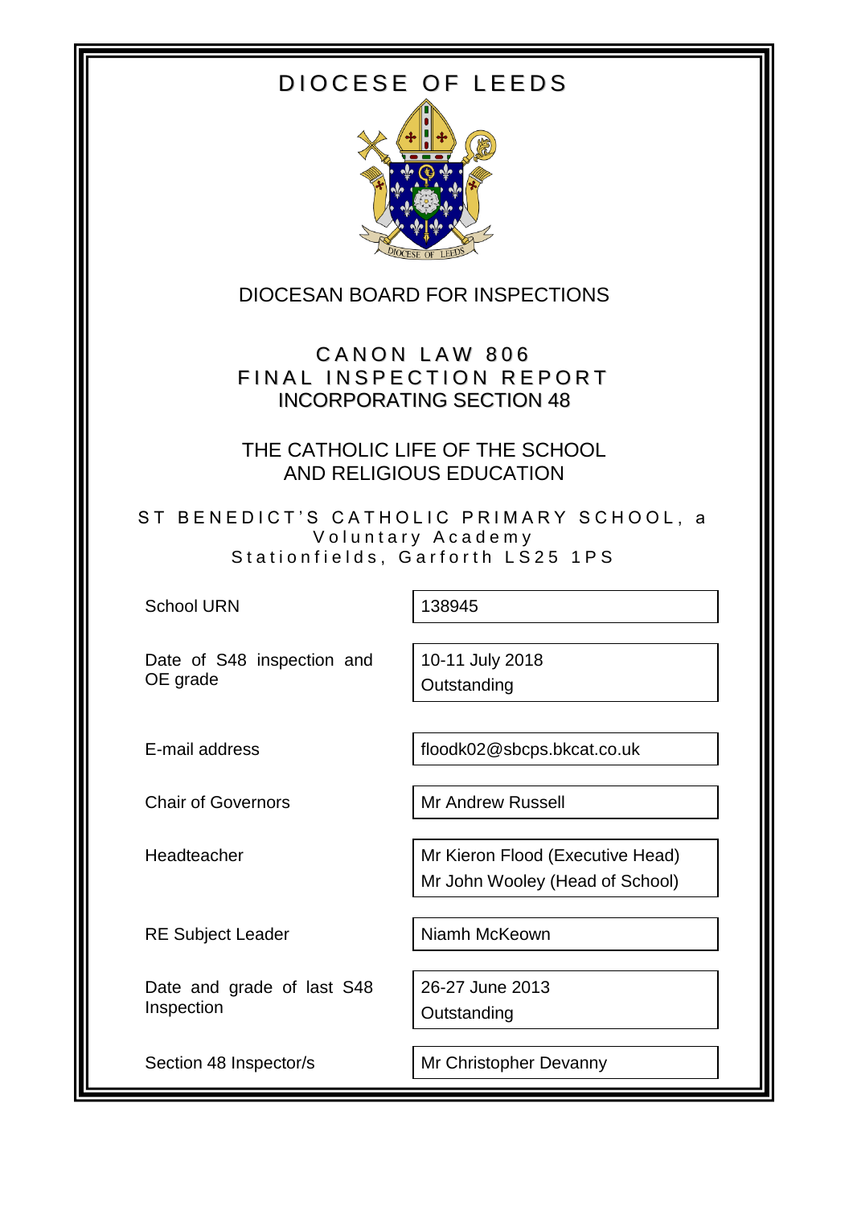# DIOCESE OF LEEDS

## DIOCESAN BOARD FOR INSPECTIONS

## CANON LAW 806
## FINAL INSPECTION REPORT
## INCORPORATING SECTION 48

## THE CATHOLIC LIFE OF THE SCHOOL AND RELIGIOUS EDUCATION

### ST BENEDICT'S CATHOLIC PRIMARY SCHOOL, a Voluntary Academy
### Stationfields, Garforth LS25 1PS

| | |
|---|---|
| School URN | 138945 |
| Date of S48 inspection and OE grade | 10-11 July 2018<br>Outstanding |
| E-mail address | floodk02@sbcps.bkcat.co.uk |
| Chair of Governors | Mr Andrew Russell |
| Headteacher | Mr Kieron Flood (Executive Head)<br>Mr John Wooley (Head of School) |
| RE Subject Leader | Niamh McKeown |
| Date and grade of last S48 Inspection | 26-27 June 2013<br>Outstanding |
| Section 48 Inspector/s | Mr Christopher Devanny |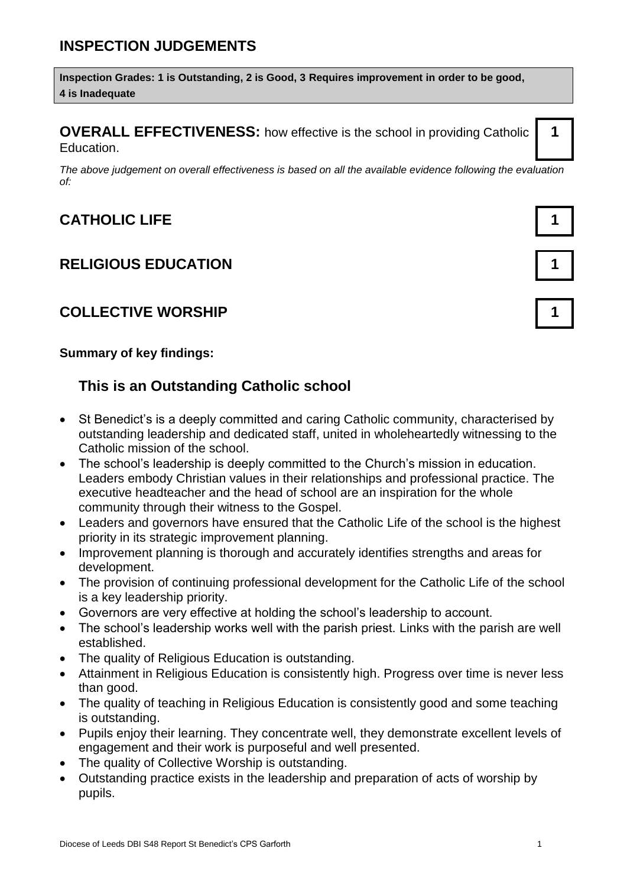## INSPECTION JUDGEMENTS

**Inspection Grades: 1 is Outstanding, 2 is Good, 3 Requires improvement in order to be good, 4 is Inadequate**

**OVERALL EFFECTIVENESS:** how effective is the school in providing Catholic Education. **1**

*The above judgement on overall effectiveness is based on all the available evidence following the evaluation of:*

## CATHOLIC LIFE **1**

## RELIGIOUS EDUCATION **1**

## COLLECTIVE WORSHIP **1**

**Summary of key findings:**

### This is an Outstanding Catholic school

- St Benedict's is a deeply committed and caring Catholic community, characterised by outstanding leadership and dedicated staff, united in wholeheartedly witnessing to the Catholic mission of the school.
- The school's leadership is deeply committed to the Church's mission in education. Leaders embody Christian values in their relationships and professional practice. The executive headteacher and the head of school are an inspiration for the whole community through their witness to the Gospel.
- Leaders and governors have ensured that the Catholic Life of the school is the highest priority in its strategic improvement planning.
- Improvement planning is thorough and accurately identifies strengths and areas for development.
- The provision of continuing professional development for the Catholic Life of the school is a key leadership priority.
- Governors are very effective at holding the school's leadership to account.
- The school's leadership works well with the parish priest. Links with the parish are well established.
- The quality of Religious Education is outstanding.
- Attainment in Religious Education is consistently high. Progress over time is never less than good.
- The quality of teaching in Religious Education is consistently good and some teaching is outstanding.
- Pupils enjoy their learning. They concentrate well, they demonstrate excellent levels of engagement and their work is purposeful and well presented.
- The quality of Collective Worship is outstanding.
- Outstanding practice exists in the leadership and preparation of acts of worship by pupils.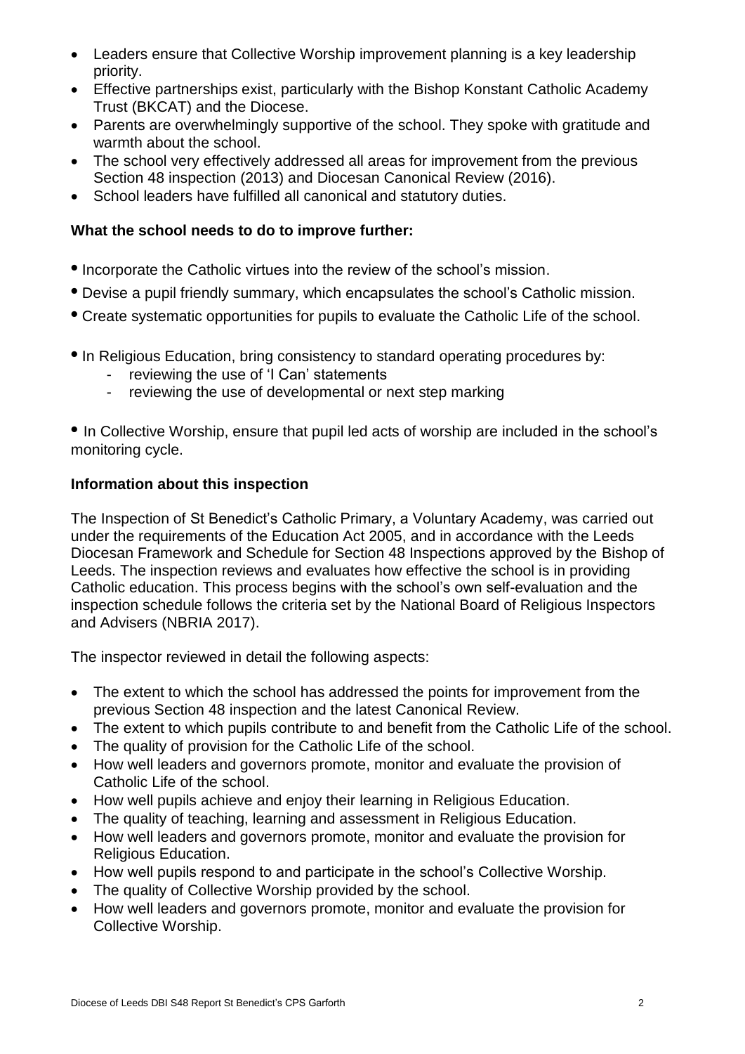- Leaders ensure that Collective Worship improvement planning is a key leadership priority.
- Effective partnerships exist, particularly with the Bishop Konstant Catholic Academy Trust (BKCAT) and the Diocese.
- Parents are overwhelmingly supportive of the school. They spoke with gratitude and warmth about the school.
- The school very effectively addressed all areas for improvement from the previous Section 48 inspection (2013) and Diocesan Canonical Review (2016).
- School leaders have fulfilled all canonical and statutory duties.

**What the school needs to do to improve further:**

- Incorporate the Catholic virtues into the review of the school's mission.
- Devise a pupil friendly summary, which encapsulates the school's Catholic mission.
- Create systematic opportunities for pupils to evaluate the Catholic Life of the school.

- In Religious Education, bring consistency to standard operating procedures by:
    - reviewing the use of 'I Can' statements
    - reviewing the use of developmental or next step marking

- In Collective Worship, ensure that pupil led acts of worship are included in the school's monitoring cycle.

**Information about this inspection**

The Inspection of St Benedict's Catholic Primary, a Voluntary Academy, was carried out under the requirements of the Education Act 2005, and in accordance with the Leeds Diocesan Framework and Schedule for Section 48 Inspections approved by the Bishop of Leeds. The inspection reviews and evaluates how effective the school is in providing Catholic education. This process begins with the school's own self-evaluation and the inspection schedule follows the criteria set by the National Board of Religious Inspectors and Advisers (NBRIA 2017).

The inspector reviewed in detail the following aspects:

- The extent to which the school has addressed the points for improvement from the previous Section 48 inspection and the latest Canonical Review.
- The extent to which pupils contribute to and benefit from the Catholic Life of the school.
- The quality of provision for the Catholic Life of the school.
- How well leaders and governors promote, monitor and evaluate the provision of Catholic Life of the school.
- How well pupils achieve and enjoy their learning in Religious Education.
- The quality of teaching, learning and assessment in Religious Education.
- How well leaders and governors promote, monitor and evaluate the provision for Religious Education.
- How well pupils respond to and participate in the school's Collective Worship.
- The quality of Collective Worship provided by the school.
- How well leaders and governors promote, monitor and evaluate the provision for Collective Worship.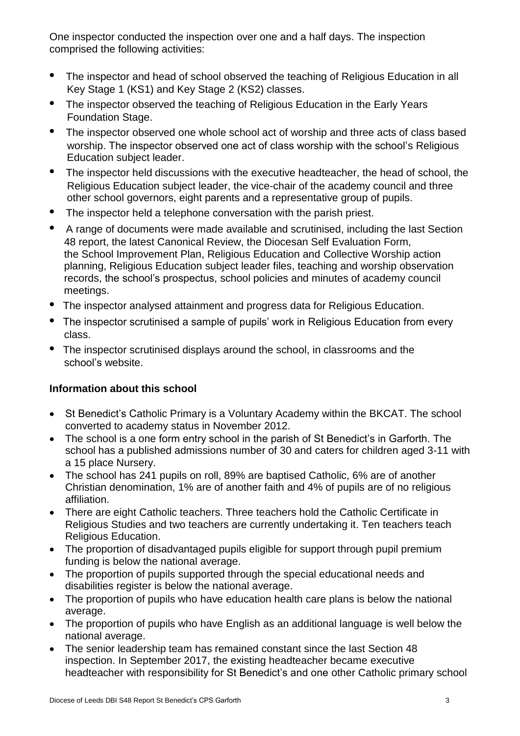One inspector conducted the inspection over one and a half days. The inspection comprised the following activities:

- The inspector and head of school observed the teaching of Religious Education in all Key Stage 1 (KS1) and Key Stage 2 (KS2) classes.
- The inspector observed the teaching of Religious Education in the Early Years Foundation Stage.
- The inspector observed one whole school act of worship and three acts of class based worship. The inspector observed one act of class worship with the school's Religious Education subject leader.
- The inspector held discussions with the executive headteacher, the head of school, the Religious Education subject leader, the vice-chair of the academy council and three other school governors, eight parents and a representative group of pupils.
- The inspector held a telephone conversation with the parish priest.
- A range of documents were made available and scrutinised, including the last Section 48 report, the latest Canonical Review, the Diocesan Self Evaluation Form, the School Improvement Plan, Religious Education and Collective Worship action planning, Religious Education subject leader files, teaching and worship observation records, the school's prospectus, school policies and minutes of academy council meetings.
- The inspector analysed attainment and progress data for Religious Education.
- The inspector scrutinised a sample of pupils' work in Religious Education from every class.
- The inspector scrutinised displays around the school, in classrooms and the school's website.

**Information about this school**

- St Benedict's Catholic Primary is a Voluntary Academy within the BKCAT. The school converted to academy status in November 2012.
- The school is a one form entry school in the parish of St Benedict's in Garforth. The school has a published admissions number of 30 and caters for children aged 3-11 with a 15 place Nursery.
- The school has 241 pupils on roll, 89% are baptised Catholic, 6% are of another Christian denomination, 1% are of another faith and 4% of pupils are of no religious affiliation.
- There are eight Catholic teachers. Three teachers hold the Catholic Certificate in Religious Studies and two teachers are currently undertaking it. Ten teachers teach Religious Education.
- The proportion of disadvantaged pupils eligible for support through pupil premium funding is below the national average.
- The proportion of pupils supported through the special educational needs and disabilities register is below the national average.
- The proportion of pupils who have education health care plans is below the national average.
- The proportion of pupils who have English as an additional language is well below the national average.
- The senior leadership team has remained constant since the last Section 48 inspection. In September 2017, the existing headteacher became executive headteacher with responsibility for St Benedict's and one other Catholic primary school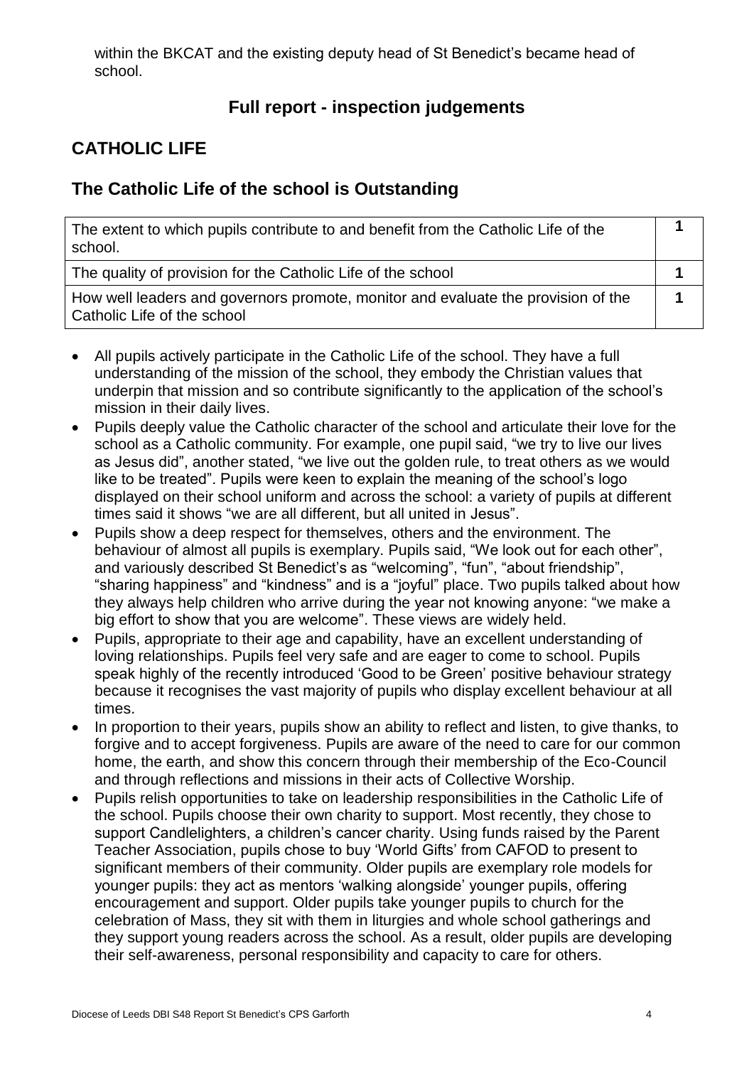within the BKCAT and the existing deputy head of St Benedict's became head of school.

## Full report - inspection judgements

## CATHOLIC LIFE

## The Catholic Life of the school is Outstanding

| | |
|---|---|
| The extent to which pupils contribute to and benefit from the Catholic Life of the school. | **1** |
| The quality of provision for the Catholic Life of the school | **1** |
| How well leaders and governors promote, monitor and evaluate the provision of the Catholic Life of the school | **1** |

- All pupils actively participate in the Catholic Life of the school. They have a full understanding of the mission of the school, they embody the Christian values that underpin that mission and so contribute significantly to the application of the school's mission in their daily lives.
- Pupils deeply value the Catholic character of the school and articulate their love for the school as a Catholic community. For example, one pupil said, "we try to live our lives as Jesus did", another stated, "we live out the golden rule, to treat others as we would like to be treated". Pupils were keen to explain the meaning of the school's logo displayed on their school uniform and across the school: a variety of pupils at different times said it shows "we are all different, but all united in Jesus".
- Pupils show a deep respect for themselves, others and the environment. The behaviour of almost all pupils is exemplary. Pupils said, "We look out for each other", and variously described St Benedict's as "welcoming", "fun", "about friendship", "sharing happiness" and "kindness" and is a "joyful" place. Two pupils talked about how they always help children who arrive during the year not knowing anyone: "we make a big effort to show that you are welcome". These views are widely held.
- Pupils, appropriate to their age and capability, have an excellent understanding of loving relationships. Pupils feel very safe and are eager to come to school. Pupils speak highly of the recently introduced 'Good to be Green' positive behaviour strategy because it recognises the vast majority of pupils who display excellent behaviour at all times.
- In proportion to their years, pupils show an ability to reflect and listen, to give thanks, to forgive and to accept forgiveness. Pupils are aware of the need to care for our common home, the earth, and show this concern through their membership of the Eco-Council and through reflections and missions in their acts of Collective Worship.
- Pupils relish opportunities to take on leadership responsibilities in the Catholic Life of the school. Pupils choose their own charity to support. Most recently, they chose to support Candlelighters, a children's cancer charity. Using funds raised by the Parent Teacher Association, pupils chose to buy 'World Gifts' from CAFOD to present to significant members of their community. Older pupils are exemplary role models for younger pupils: they act as mentors 'walking alongside' younger pupils, offering encouragement and support. Older pupils take younger pupils to church for the celebration of Mass, they sit with them in liturgies and whole school gatherings and they support young readers across the school. As a result, older pupils are developing their self-awareness, personal responsibility and capacity to care for others.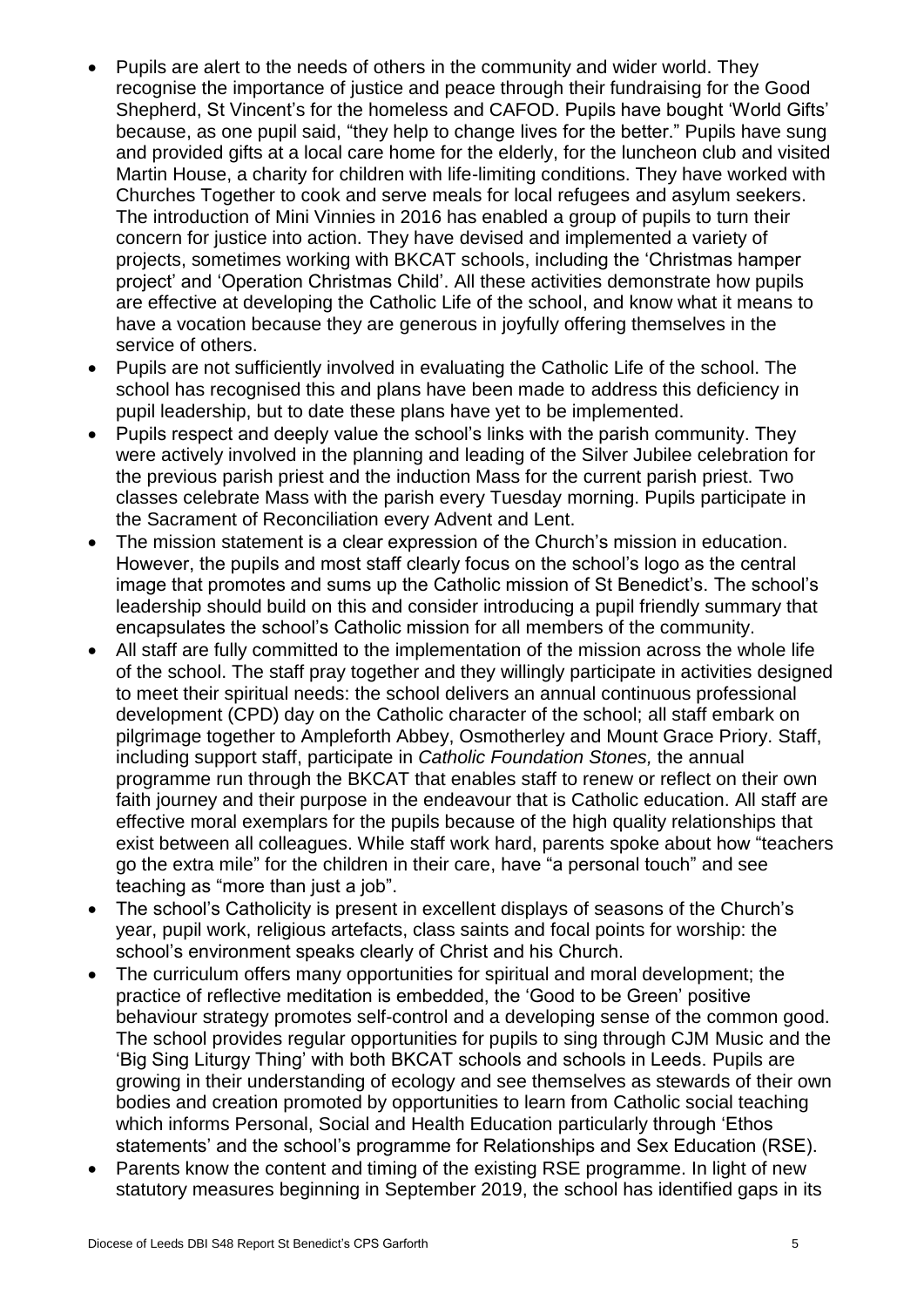- Pupils are alert to the needs of others in the community and wider world. They recognise the importance of justice and peace through their fundraising for the Good Shepherd, St Vincent's for the homeless and CAFOD. Pupils have bought 'World Gifts' because, as one pupil said, "they help to change lives for the better." Pupils have sung and provided gifts at a local care home for the elderly, for the luncheon club and visited Martin House, a charity for children with life-limiting conditions. They have worked with Churches Together to cook and serve meals for local refugees and asylum seekers. The introduction of Mini Vinnies in 2016 has enabled a group of pupils to turn their concern for justice into action. They have devised and implemented a variety of projects, sometimes working with BKCAT schools, including the 'Christmas hamper project' and 'Operation Christmas Child'. All these activities demonstrate how pupils are effective at developing the Catholic Life of the school, and know what it means to have a vocation because they are generous in joyfully offering themselves in the service of others.
- Pupils are not sufficiently involved in evaluating the Catholic Life of the school. The school has recognised this and plans have been made to address this deficiency in pupil leadership, but to date these plans have yet to be implemented.
- Pupils respect and deeply value the school's links with the parish community. They were actively involved in the planning and leading of the Silver Jubilee celebration for the previous parish priest and the induction Mass for the current parish priest. Two classes celebrate Mass with the parish every Tuesday morning. Pupils participate in the Sacrament of Reconciliation every Advent and Lent.
- The mission statement is a clear expression of the Church's mission in education. However, the pupils and most staff clearly focus on the school's logo as the central image that promotes and sums up the Catholic mission of St Benedict's. The school's leadership should build on this and consider introducing a pupil friendly summary that encapsulates the school's Catholic mission for all members of the community.
- All staff are fully committed to the implementation of the mission across the whole life of the school. The staff pray together and they willingly participate in activities designed to meet their spiritual needs: the school delivers an annual continuous professional development (CPD) day on the Catholic character of the school; all staff embark on pilgrimage together to Ampleforth Abbey, Osmotherley and Mount Grace Priory. Staff, including support staff, participate in *Catholic Foundation Stones,* the annual programme run through the BKCAT that enables staff to renew or reflect on their own faith journey and their purpose in the endeavour that is Catholic education. All staff are effective moral exemplars for the pupils because of the high quality relationships that exist between all colleagues. While staff work hard, parents spoke about how "teachers go the extra mile" for the children in their care, have "a personal touch" and see teaching as "more than just a job".
- The school's Catholicity is present in excellent displays of seasons of the Church's year, pupil work, religious artefacts, class saints and focal points for worship: the school's environment speaks clearly of Christ and his Church.
- The curriculum offers many opportunities for spiritual and moral development; the practice of reflective meditation is embedded, the 'Good to be Green' positive behaviour strategy promotes self-control and a developing sense of the common good. The school provides regular opportunities for pupils to sing through CJM Music and the 'Big Sing Liturgy Thing' with both BKCAT schools and schools in Leeds. Pupils are growing in their understanding of ecology and see themselves as stewards of their own bodies and creation promoted by opportunities to learn from Catholic social teaching which informs Personal, Social and Health Education particularly through 'Ethos statements' and the school's programme for Relationships and Sex Education (RSE).
- Parents know the content and timing of the existing RSE programme. In light of new statutory measures beginning in September 2019, the school has identified gaps in its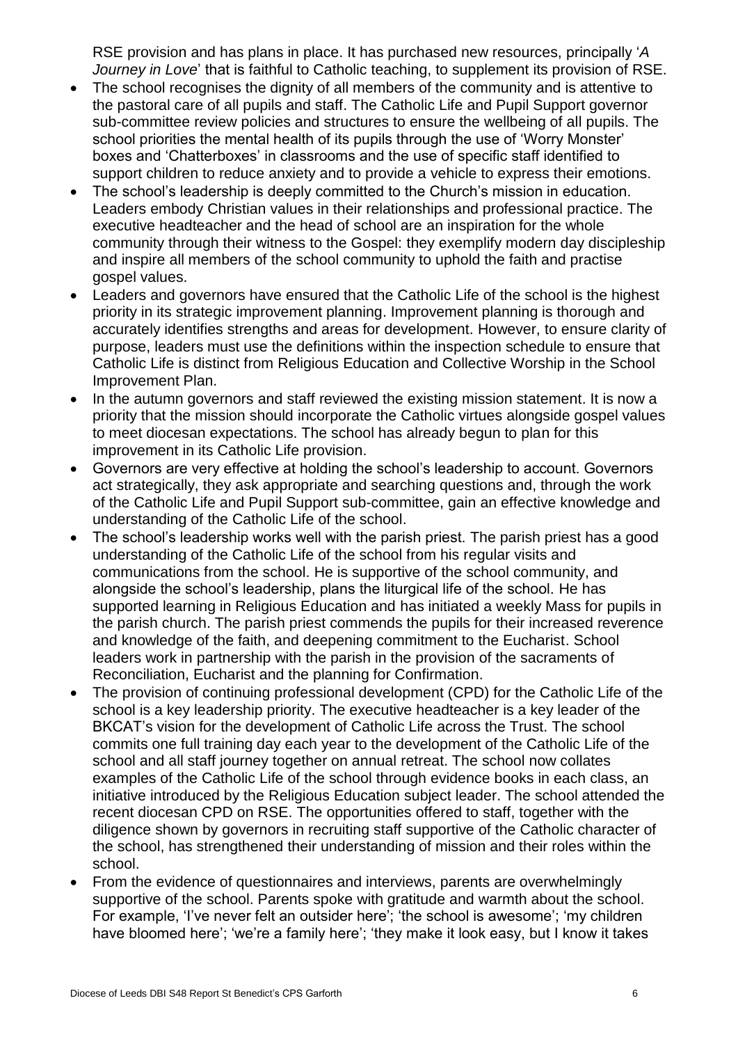RSE provision and has plans in place. It has purchased new resources, principally '*A Journey in Love*' that is faithful to Catholic teaching, to supplement its provision of RSE.

- The school recognises the dignity of all members of the community and is attentive to the pastoral care of all pupils and staff. The Catholic Life and Pupil Support governor sub-committee review policies and structures to ensure the wellbeing of all pupils. The school priorities the mental health of its pupils through the use of 'Worry Monster' boxes and 'Chatterboxes' in classrooms and the use of specific staff identified to support children to reduce anxiety and to provide a vehicle to express their emotions.
- The school's leadership is deeply committed to the Church's mission in education. Leaders embody Christian values in their relationships and professional practice. The executive headteacher and the head of school are an inspiration for the whole community through their witness to the Gospel: they exemplify modern day discipleship and inspire all members of the school community to uphold the faith and practise gospel values.
- Leaders and governors have ensured that the Catholic Life of the school is the highest priority in its strategic improvement planning. Improvement planning is thorough and accurately identifies strengths and areas for development. However, to ensure clarity of purpose, leaders must use the definitions within the inspection schedule to ensure that Catholic Life is distinct from Religious Education and Collective Worship in the School Improvement Plan.
- In the autumn governors and staff reviewed the existing mission statement. It is now a priority that the mission should incorporate the Catholic virtues alongside gospel values to meet diocesan expectations. The school has already begun to plan for this improvement in its Catholic Life provision.
- Governors are very effective at holding the school's leadership to account. Governors act strategically, they ask appropriate and searching questions and, through the work of the Catholic Life and Pupil Support sub-committee, gain an effective knowledge and understanding of the Catholic Life of the school.
- The school's leadership works well with the parish priest. The parish priest has a good understanding of the Catholic Life of the school from his regular visits and communications from the school. He is supportive of the school community, and alongside the school's leadership, plans the liturgical life of the school. He has supported learning in Religious Education and has initiated a weekly Mass for pupils in the parish church. The parish priest commends the pupils for their increased reverence and knowledge of the faith, and deepening commitment to the Eucharist. School leaders work in partnership with the parish in the provision of the sacraments of Reconciliation, Eucharist and the planning for Confirmation.
- The provision of continuing professional development (CPD) for the Catholic Life of the school is a key leadership priority. The executive headteacher is a key leader of the BKCAT's vision for the development of Catholic Life across the Trust. The school commits one full training day each year to the development of the Catholic Life of the school and all staff journey together on annual retreat. The school now collates examples of the Catholic Life of the school through evidence books in each class, an initiative introduced by the Religious Education subject leader. The school attended the recent diocesan CPD on RSE. The opportunities offered to staff, together with the diligence shown by governors in recruiting staff supportive of the Catholic character of the school, has strengthened their understanding of mission and their roles within the school.
- From the evidence of questionnaires and interviews, parents are overwhelmingly supportive of the school. Parents spoke with gratitude and warmth about the school. For example, 'I've never felt an outsider here'; 'the school is awesome'; 'my children have bloomed here'; 'we're a family here'; 'they make it look easy, but I know it takes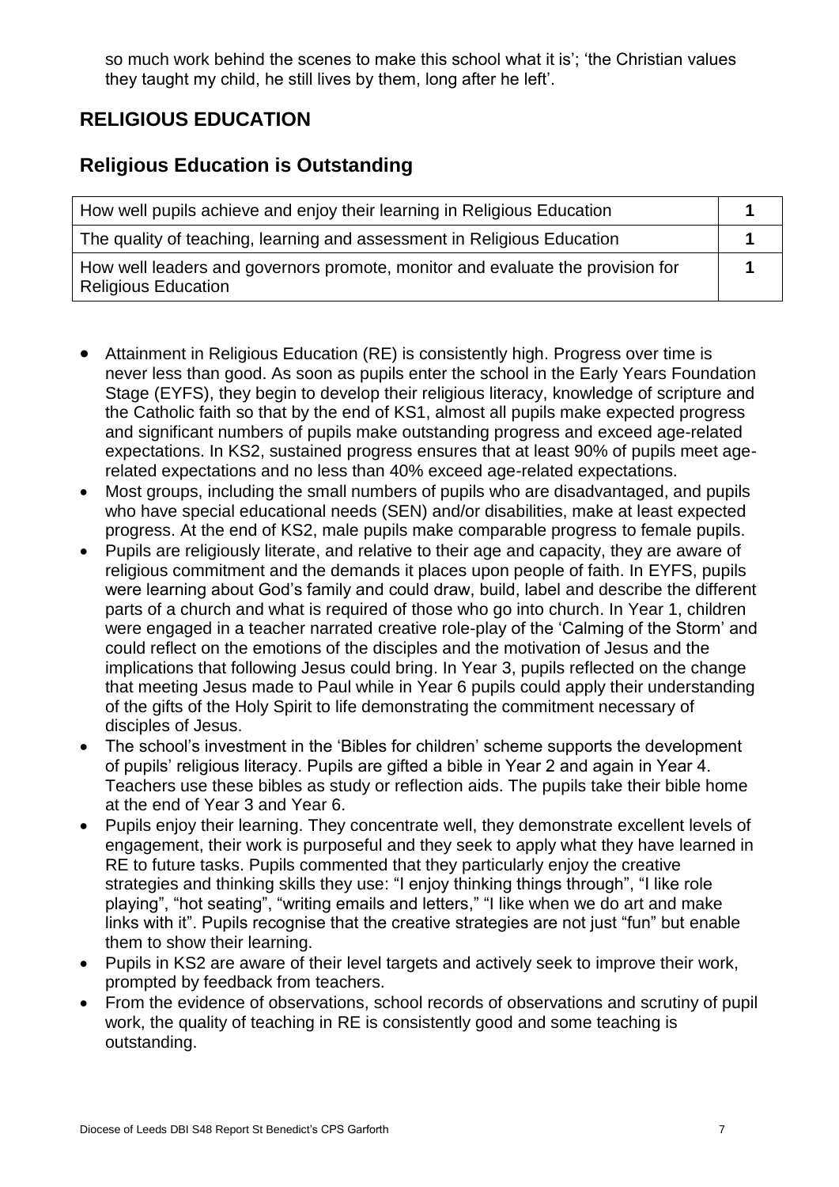so much work behind the scenes to make this school what it is'; 'the Christian values they taught my child, he still lives by them, long after he left'.

## RELIGIOUS EDUCATION

## Religious Education is Outstanding

| How well pupils achieve and enjoy their learning in Religious Education | 1 |
|---|---|
| The quality of teaching, learning and assessment in Religious Education | 1 |
| How well leaders and governors promote, monitor and evaluate the provision for Religious Education | 1 |

- Attainment in Religious Education (RE) is consistently high. Progress over time is never less than good. As soon as pupils enter the school in the Early Years Foundation Stage (EYFS), they begin to develop their religious literacy, knowledge of scripture and the Catholic faith so that by the end of KS1, almost all pupils make expected progress and significant numbers of pupils make outstanding progress and exceed age-related expectations. In KS2, sustained progress ensures that at least 90% of pupils meet age-related expectations and no less than 40% exceed age-related expectations.
- Most groups, including the small numbers of pupils who are disadvantaged, and pupils who have special educational needs (SEN) and/or disabilities, make at least expected progress. At the end of KS2, male pupils make comparable progress to female pupils.
- Pupils are religiously literate, and relative to their age and capacity, they are aware of religious commitment and the demands it places upon people of faith. In EYFS, pupils were learning about God's family and could draw, build, label and describe the different parts of a church and what is required of those who go into church. In Year 1, children were engaged in a teacher narrated creative role-play of the 'Calming of the Storm' and could reflect on the emotions of the disciples and the motivation of Jesus and the implications that following Jesus could bring. In Year 3, pupils reflected on the change that meeting Jesus made to Paul while in Year 6 pupils could apply their understanding of the gifts of the Holy Spirit to life demonstrating the commitment necessary of disciples of Jesus.
- The school's investment in the 'Bibles for children' scheme supports the development of pupils' religious literacy. Pupils are gifted a bible in Year 2 and again in Year 4. Teachers use these bibles as study or reflection aids. The pupils take their bible home at the end of Year 3 and Year 6.
- Pupils enjoy their learning. They concentrate well, they demonstrate excellent levels of engagement, their work is purposeful and they seek to apply what they have learned in RE to future tasks. Pupils commented that they particularly enjoy the creative strategies and thinking skills they use: "I enjoy thinking things through", "I like role playing", "hot seating", "writing emails and letters," "I like when we do art and make links with it". Pupils recognise that the creative strategies are not just "fun" but enable them to show their learning.
- Pupils in KS2 are aware of their level targets and actively seek to improve their work, prompted by feedback from teachers.
- From the evidence of observations, school records of observations and scrutiny of pupil work, the quality of teaching in RE is consistently good and some teaching is outstanding.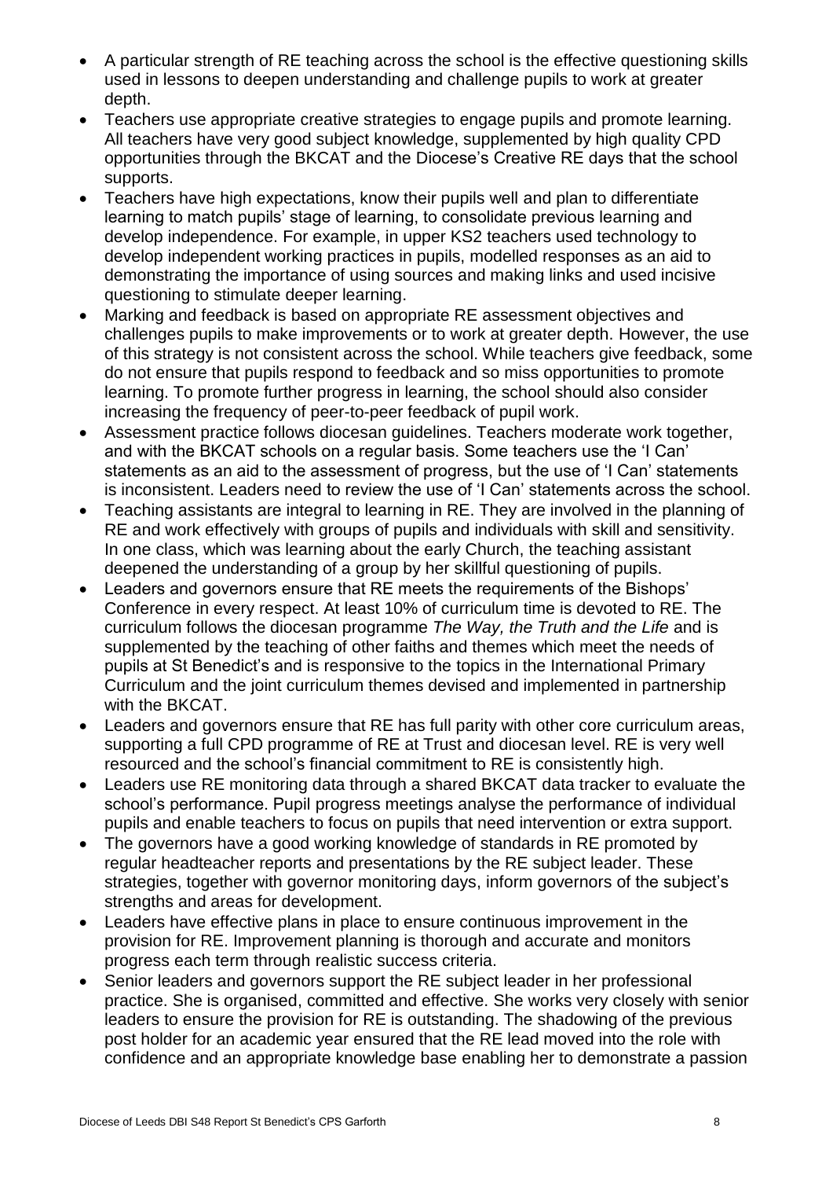- A particular strength of RE teaching across the school is the effective questioning skills used in lessons to deepen understanding and challenge pupils to work at greater depth.
- Teachers use appropriate creative strategies to engage pupils and promote learning. All teachers have very good subject knowledge, supplemented by high quality CPD opportunities through the BKCAT and the Diocese's Creative RE days that the school supports.
- Teachers have high expectations, know their pupils well and plan to differentiate learning to match pupils' stage of learning, to consolidate previous learning and develop independence. For example, in upper KS2 teachers used technology to develop independent working practices in pupils, modelled responses as an aid to demonstrating the importance of using sources and making links and used incisive questioning to stimulate deeper learning.
- Marking and feedback is based on appropriate RE assessment objectives and challenges pupils to make improvements or to work at greater depth. However, the use of this strategy is not consistent across the school. While teachers give feedback, some do not ensure that pupils respond to feedback and so miss opportunities to promote learning. To promote further progress in learning, the school should also consider increasing the frequency of peer-to-peer feedback of pupil work.
- Assessment practice follows diocesan guidelines. Teachers moderate work together, and with the BKCAT schools on a regular basis. Some teachers use the 'I Can' statements as an aid to the assessment of progress, but the use of 'I Can' statements is inconsistent. Leaders need to review the use of 'I Can' statements across the school.
- Teaching assistants are integral to learning in RE. They are involved in the planning of RE and work effectively with groups of pupils and individuals with skill and sensitivity. In one class, which was learning about the early Church, the teaching assistant deepened the understanding of a group by her skillful questioning of pupils.
- Leaders and governors ensure that RE meets the requirements of the Bishops' Conference in every respect. At least 10% of curriculum time is devoted to RE. The curriculum follows the diocesan programme *The Way, the Truth and the Life* and is supplemented by the teaching of other faiths and themes which meet the needs of pupils at St Benedict's and is responsive to the topics in the International Primary Curriculum and the joint curriculum themes devised and implemented in partnership with the BKCAT.
- Leaders and governors ensure that RE has full parity with other core curriculum areas, supporting a full CPD programme of RE at Trust and diocesan level. RE is very well resourced and the school's financial commitment to RE is consistently high.
- Leaders use RE monitoring data through a shared BKCAT data tracker to evaluate the school's performance. Pupil progress meetings analyse the performance of individual pupils and enable teachers to focus on pupils that need intervention or extra support.
- The governors have a good working knowledge of standards in RE promoted by regular headteacher reports and presentations by the RE subject leader. These strategies, together with governor monitoring days, inform governors of the subject's strengths and areas for development.
- Leaders have effective plans in place to ensure continuous improvement in the provision for RE. Improvement planning is thorough and accurate and monitors progress each term through realistic success criteria.
- Senior leaders and governors support the RE subject leader in her professional practice. She is organised, committed and effective. She works very closely with senior leaders to ensure the provision for RE is outstanding. The shadowing of the previous post holder for an academic year ensured that the RE lead moved into the role with confidence and an appropriate knowledge base enabling her to demonstrate a passion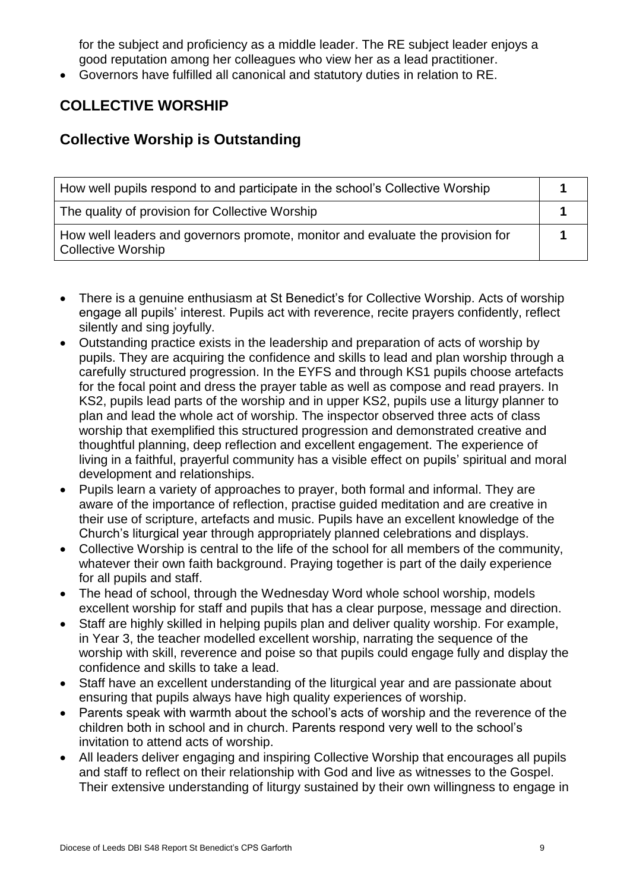for the subject and proficiency as a middle leader. The RE subject leader enjoys a good reputation among her colleagues who view her as a lead practitioner.

- Governors have fulfilled all canonical and statutory duties in relation to RE.

## COLLECTIVE WORSHIP

## Collective Worship is Outstanding

| | |
|---|---|
| How well pupils respond to and participate in the school's Collective Worship | **1** |
| The quality of provision for Collective Worship | **1** |
| How well leaders and governors promote, monitor and evaluate the provision for Collective Worship | **1** |

- There is a genuine enthusiasm at St Benedict's for Collective Worship. Acts of worship engage all pupils' interest. Pupils act with reverence, recite prayers confidently, reflect silently and sing joyfully.
- Outstanding practice exists in the leadership and preparation of acts of worship by pupils. They are acquiring the confidence and skills to lead and plan worship through a carefully structured progression. In the EYFS and through KS1 pupils choose artefacts for the focal point and dress the prayer table as well as compose and read prayers. In KS2, pupils lead parts of the worship and in upper KS2, pupils use a liturgy planner to plan and lead the whole act of worship. The inspector observed three acts of class worship that exemplified this structured progression and demonstrated creative and thoughtful planning, deep reflection and excellent engagement. The experience of living in a faithful, prayerful community has a visible effect on pupils' spiritual and moral development and relationships.
- Pupils learn a variety of approaches to prayer, both formal and informal. They are aware of the importance of reflection, practise guided meditation and are creative in their use of scripture, artefacts and music. Pupils have an excellent knowledge of the Church's liturgical year through appropriately planned celebrations and displays.
- Collective Worship is central to the life of the school for all members of the community, whatever their own faith background. Praying together is part of the daily experience for all pupils and staff.
- The head of school, through the Wednesday Word whole school worship, models excellent worship for staff and pupils that has a clear purpose, message and direction.
- Staff are highly skilled in helping pupils plan and deliver quality worship. For example, in Year 3, the teacher modelled excellent worship, narrating the sequence of the worship with skill, reverence and poise so that pupils could engage fully and display the confidence and skills to take a lead.
- Staff have an excellent understanding of the liturgical year and are passionate about ensuring that pupils always have high quality experiences of worship.
- Parents speak with warmth about the school's acts of worship and the reverence of the children both in school and in church. Parents respond very well to the school's invitation to attend acts of worship.
- All leaders deliver engaging and inspiring Collective Worship that encourages all pupils and staff to reflect on their relationship with God and live as witnesses to the Gospel. Their extensive understanding of liturgy sustained by their own willingness to engage in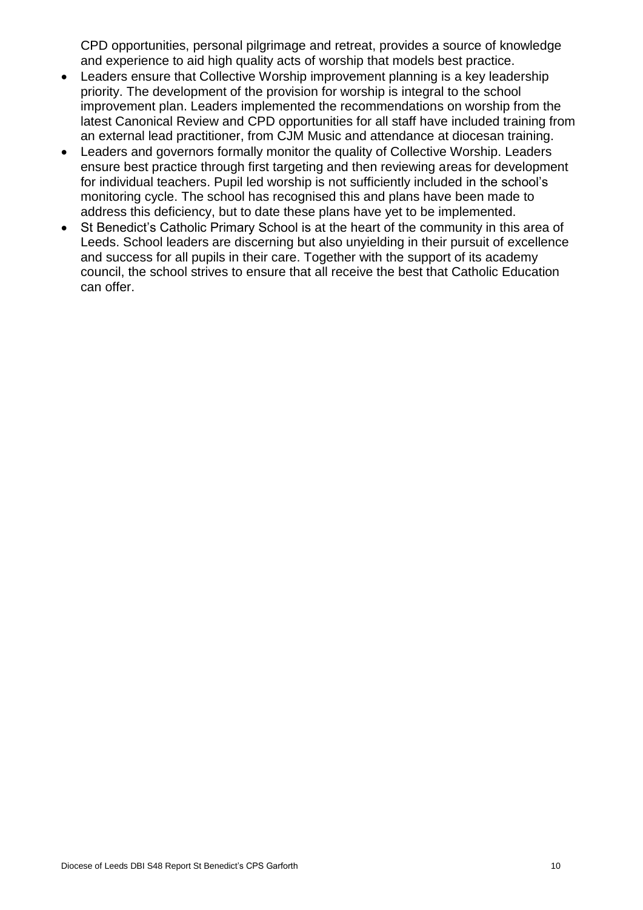CPD opportunities, personal pilgrimage and retreat, provides a source of knowledge and experience to aid high quality acts of worship that models best practice.

- Leaders ensure that Collective Worship improvement planning is a key leadership priority. The development of the provision for worship is integral to the school improvement plan. Leaders implemented the recommendations on worship from the latest Canonical Review and CPD opportunities for all staff have included training from an external lead practitioner, from CJM Music and attendance at diocesan training.
- Leaders and governors formally monitor the quality of Collective Worship. Leaders ensure best practice through first targeting and then reviewing areas for development for individual teachers. Pupil led worship is not sufficiently included in the school's monitoring cycle. The school has recognised this and plans have been made to address this deficiency, but to date these plans have yet to be implemented.
- St Benedict's Catholic Primary School is at the heart of the community in this area of Leeds. School leaders are discerning but also unyielding in their pursuit of excellence and success for all pupils in their care. Together with the support of its academy council, the school strives to ensure that all receive the best that Catholic Education can offer.